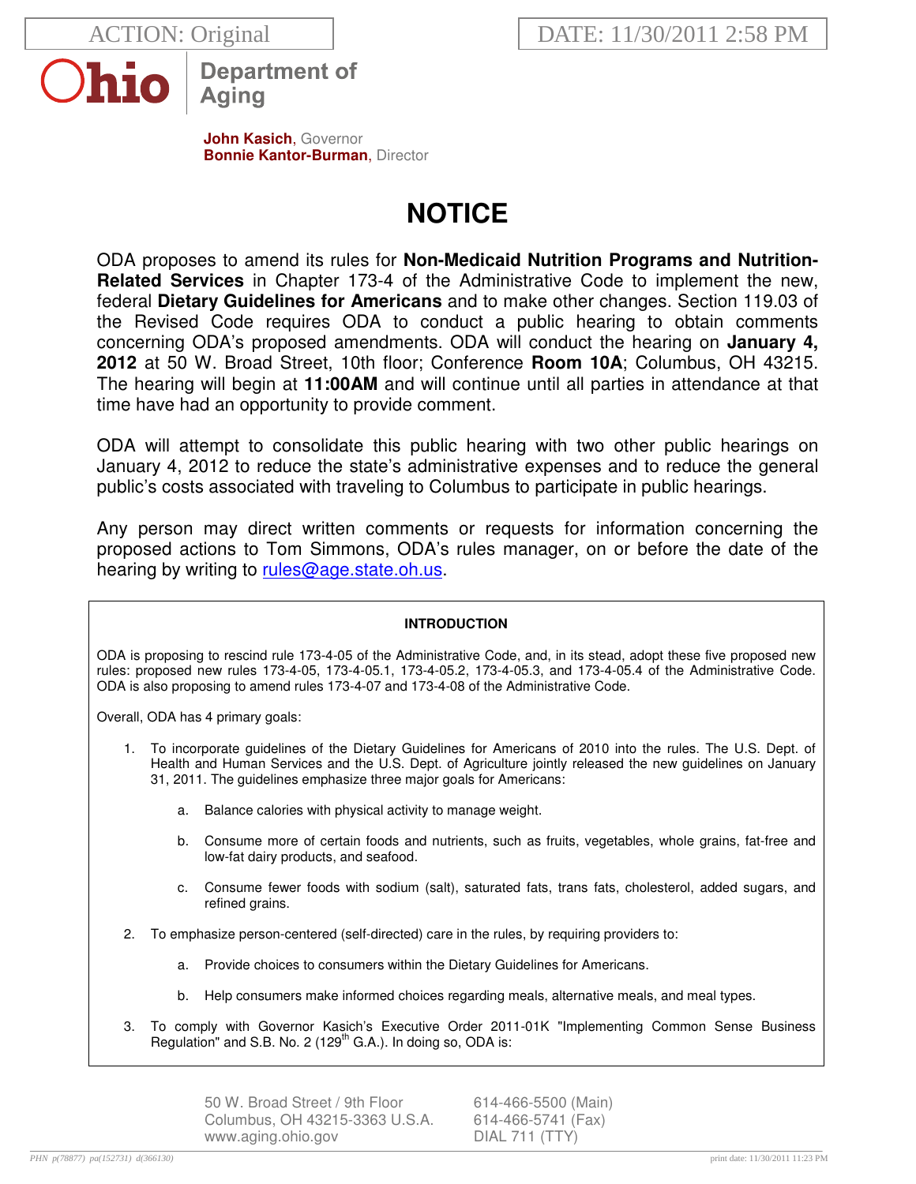ACTION: Original

DATE: 11/30/2011 2:58 PM

**Ohio** Department of Aging

**John Kasich**, Governor
**Bonnie Kantor-Burman**, Director

# NOTICE

ODA proposes to amend its rules for **Non-Medicaid Nutrition Programs and Nutrition-Related Services** in Chapter 173-4 of the Administrative Code to implement the new, federal **Dietary Guidelines for Americans** and to make other changes. Section 119.03 of the Revised Code requires ODA to conduct a public hearing to obtain comments concerning ODA's proposed amendments. ODA will conduct the hearing on **January 4, 2012** at 50 W. Broad Street, 10th floor; Conference **Room 10A**; Columbus, OH 43215. The hearing will begin at **11:00AM** and will continue until all parties in attendance at that time have had an opportunity to provide comment.

ODA will attempt to consolidate this public hearing with two other public hearings on January 4, 2012 to reduce the state's administrative expenses and to reduce the general public's costs associated with traveling to Columbus to participate in public hearings.

Any person may direct written comments or requests for information concerning the proposed actions to Tom Simmons, ODA's rules manager, on or before the date of the hearing by writing to rules@age.state.oh.us.

**INTRODUCTION**

ODA is proposing to rescind rule 173-4-05 of the Administrative Code, and, in its stead, adopt these five proposed new rules: proposed new rules 173-4-05, 173-4-05.1, 173-4-05.2, 173-4-05.3, and 173-4-05.4 of the Administrative Code. ODA is also proposing to amend rules 173-4-07 and 173-4-08 of the Administrative Code.

Overall, ODA has 4 primary goals:

1. To incorporate guidelines of the Dietary Guidelines for Americans of 2010 into the rules. The U.S. Dept. of Health and Human Services and the U.S. Dept. of Agriculture jointly released the new guidelines on January 31, 2011. The guidelines emphasize three major goals for Americans:

    a. Balance calories with physical activity to manage weight.

    b. Consume more of certain foods and nutrients, such as fruits, vegetables, whole grains, fat-free and low-fat dairy products, and seafood.

    c. Consume fewer foods with sodium (salt), saturated fats, trans fats, cholesterol, added sugars, and refined grains.

2. To emphasize person-centered (self-directed) care in the rules, by requiring providers to:

    a. Provide choices to consumers within the Dietary Guidelines for Americans.

    b. Help consumers make informed choices regarding meals, alternative meals, and meal types.

3. To comply with Governor Kasich's Executive Order 2011-01K "Implementing Common Sense Business Regulation" and S.B. No. 2 (129th G.A.). In doing so, ODA is:

50 W. Broad Street / 9th Floor
Columbus, OH 43215-3363 U.S.A.
www.aging.ohio.gov

614-466-5500 (Main)
614-466-5741 (Fax)
DIAL 711 (TTY)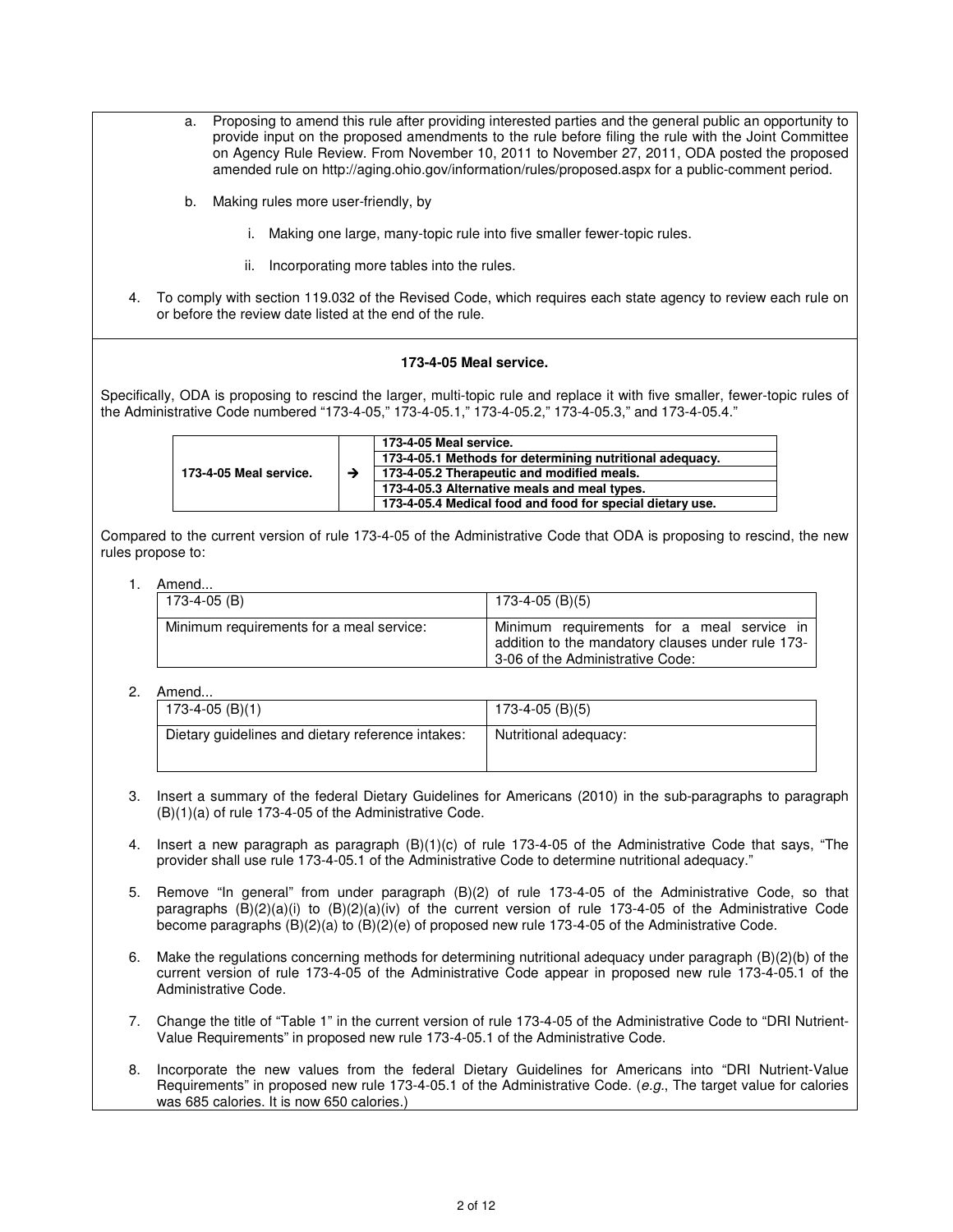a. Proposing to amend this rule after providing interested parties and the general public an opportunity to provide input on the proposed amendments to the rule before filing the rule with the Joint Committee on Agency Rule Review. From November 10, 2011 to November 27, 2011, ODA posted the proposed amended rule on http://aging.ohio.gov/information/rules/proposed.aspx for a public-comment period.

b. Making rules more user-friendly, by

   i. Making one large, many-topic rule into five smaller fewer-topic rules.

   ii. Incorporating more tables into the rules.

4. To comply with section 119.032 of the Revised Code, which requires each state agency to review each rule on or before the review date listed at the end of the rule.

**173-4-05 Meal service.**

Specifically, ODA is proposing to rescind the larger, multi-topic rule and replace it with five smaller, fewer-topic rules of the Administrative Code numbered "173-4-05," 173-4-05.1," 173-4-05.2," 173-4-05.3," and 173-4-05.4."

| | | |
|---|---|---|
| **173-4-05 Meal service.** | → | **173-4-05 Meal service.** |
| | | **173-4-05.1 Methods for determining nutritional adequacy.** |
| | | **173-4-05.2 Therapeutic and modified meals.** |
| | | **173-4-05.3 Alternative meals and meal types.** |
| | | **173-4-05.4 Medical food and food for special dietary use.** |

Compared to the current version of rule 173-4-05 of the Administrative Code that ODA is proposing to rescind, the new rules propose to:

1. Amend...

| 173-4-05 (B) | 173-4-05 (B)(5) |
|---|---|
| Minimum requirements for a meal service: | Minimum requirements for a meal service in addition to the mandatory clauses under rule 173-3-06 of the Administrative Code: |

2. Amend...

| 173-4-05 (B)(1) | 173-4-05 (B)(5) |
|---|---|
| Dietary guidelines and dietary reference intakes: | Nutritional adequacy: |

3. Insert a summary of the federal Dietary Guidelines for Americans (2010) in the sub-paragraphs to paragraph (B)(1)(a) of rule 173-4-05 of the Administrative Code.

4. Insert a new paragraph as paragraph (B)(1)(c) of rule 173-4-05 of the Administrative Code that says, "The provider shall use rule 173-4-05.1 of the Administrative Code to determine nutritional adequacy."

5. Remove "In general" from under paragraph (B)(2) of rule 173-4-05 of the Administrative Code, so that paragraphs (B)(2)(a)(i) to (B)(2)(a)(iv) of the current version of rule 173-4-05 of the Administrative Code become paragraphs (B)(2)(a) to (B)(2)(e) of proposed new rule 173-4-05 of the Administrative Code.

6. Make the regulations concerning methods for determining nutritional adequacy under paragraph (B)(2)(b) of the current version of rule 173-4-05 of the Administrative Code appear in proposed new rule 173-4-05.1 of the Administrative Code.

7. Change the title of "Table 1" in the current version of rule 173-4-05 of the Administrative Code to "DRI Nutrient-Value Requirements" in proposed new rule 173-4-05.1 of the Administrative Code.

8. Incorporate the new values from the federal Dietary Guidelines for Americans into "DRI Nutrient-Value Requirements" in proposed new rule 173-4-05.1 of the Administrative Code. (*e.g.*, The target value for calories was 685 calories. It is now 650 calories.)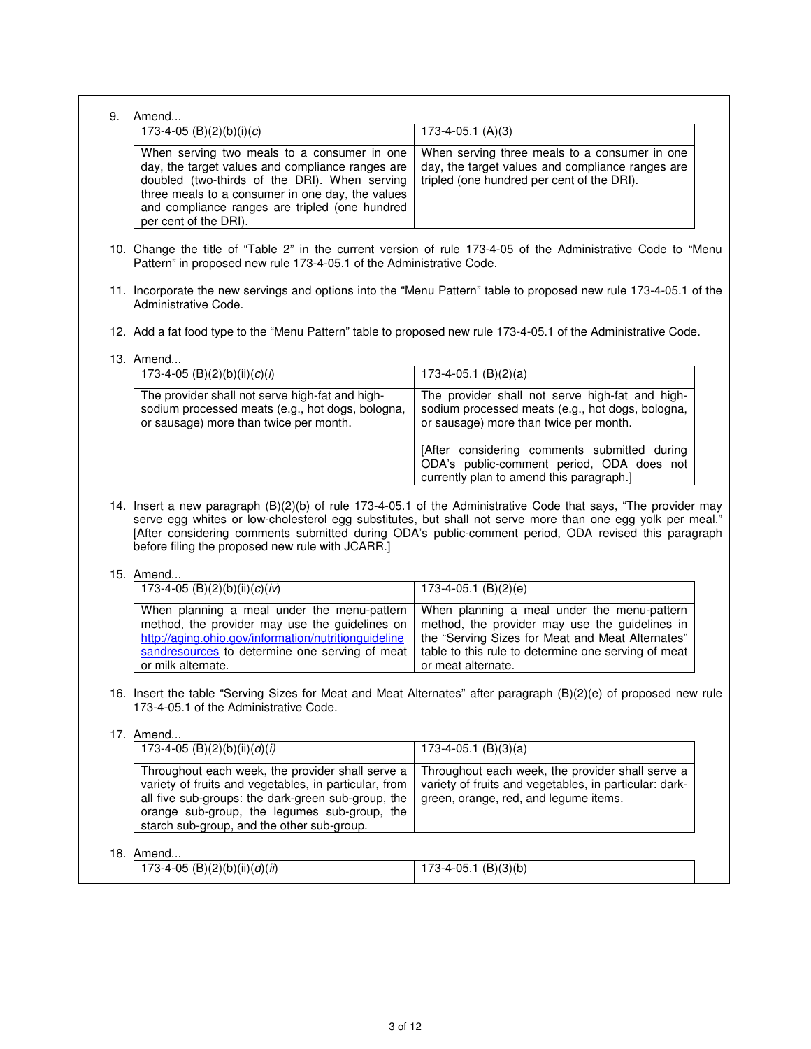9. Amend...

| 173-4-05 (B)(2)(b)(i)(*c*) | 173-4-05.1 (A)(3) |
|---|---|
| When serving two meals to a consumer in one day, the target values and compliance ranges are doubled (two-thirds of the DRI). When serving three meals to a consumer in one day, the values and compliance ranges are tripled (one hundred per cent of the DRI). | When serving three meals to a consumer in one day, the target values and compliance ranges are tripled (one hundred per cent of the DRI). |

10. Change the title of "Table 2" in the current version of rule 173-4-05 of the Administrative Code to "Menu Pattern" in proposed new rule 173-4-05.1 of the Administrative Code.

11. Incorporate the new servings and options into the "Menu Pattern" table to proposed new rule 173-4-05.1 of the Administrative Code.

12. Add a fat food type to the "Menu Pattern" table to proposed new rule 173-4-05.1 of the Administrative Code.

13. Amend...

| 173-4-05 (B)(2)(b)(ii)(*c*)(*i*) | 173-4-05.1 (B)(2)(a) |
|---|---|
| The provider shall not serve high-fat and high-sodium processed meats (e.g., hot dogs, bologna, or sausage) more than twice per month. | The provider shall not serve high-fat and high-sodium processed meats (e.g., hot dogs, bologna, or sausage) more than twice per month. [After considering comments submitted during ODA's public-comment period, ODA does not currently plan to amend this paragraph.] |

14. Insert a new paragraph (B)(2)(b) of rule 173-4-05.1 of the Administrative Code that says, "The provider may serve egg whites or low-cholesterol egg substitutes, but shall not serve more than one egg yolk per meal." [After considering comments submitted during ODA's public-comment period, ODA revised this paragraph before filing the proposed new rule with JCARR.]

15. Amend...

| 173-4-05 (B)(2)(b)(ii)(*c*)(*iv*) | 173-4-05.1 (B)(2)(e) |
|---|---|
| When planning a meal under the menu-pattern method, the provider may use the guidelines on http://aging.ohio.gov/information/nutritionguidelinesandresources to determine one serving of meat or milk alternate. | When planning a meal under the menu-pattern method, the provider may use the guidelines in the "Serving Sizes for Meat and Meat Alternates" table to this rule to determine one serving of meat or meat alternate. |

16. Insert the table "Serving Sizes for Meat and Meat Alternates" after paragraph (B)(2)(e) of proposed new rule 173-4-05.1 of the Administrative Code.

17. Amend...

| 173-4-05 (B)(2)(b)(ii)(*d*)(*i*) | 173-4-05.1 (B)(3)(a) |
|---|---|
| Throughout each week, the provider shall serve a variety of fruits and vegetables, in particular, from all five sub-groups: the dark-green sub-group, the orange sub-group, the legumes sub-group, the starch sub-group, and the other sub-group. | Throughout each week, the provider shall serve a variety of fruits and vegetables, in particular: dark-green, orange, red, and legume items. |

18. Amend...

| 173-4-05 (B)(2)(b)(ii)(*d*)(*ii*) | 173-4-05.1 (B)(3)(b) |
|---|---|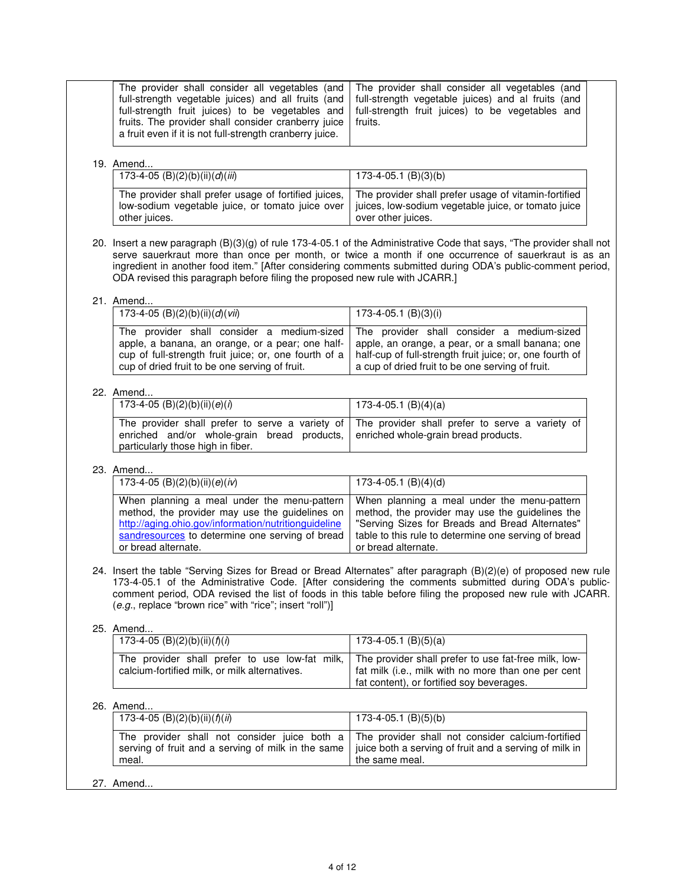| | |
|---|---|
| The provider shall consider all vegetables (and full-strength vegetable juices) and all fruits (and full-strength fruit juices) to be vegetables and fruits. The provider shall consider cranberry juice a fruit even if it is not full-strength cranberry juice. | The provider shall consider all vegetables (and full-strength vegetable juices) and al fruits (and full-strength fruit juices) to be vegetables and fruits. |

19. Amend...

| 173-4-05 (B)(2)(b)(ii)(*d*)(*iii*) | 173-4-05.1 (B)(3)(b) |
|---|---|
| The provider shall prefer usage of fortified juices, low-sodium vegetable juice, or tomato juice over other juices. | The provider shall prefer usage of vitamin-fortified juices, low-sodium vegetable juice, or tomato juice over other juices. |

20. Insert a new paragraph (B)(3)(g) of rule 173-4-05.1 of the Administrative Code that says, "The provider shall not serve sauerkraut more than once per month, or twice a month if one occurrence of sauerkraut is as an ingredient in another food item." [After considering comments submitted during ODA's public-comment period, ODA revised this paragraph before filing the proposed new rule with JCARR.]

21. Amend...

| 173-4-05 (B)(2)(b)(ii)(*d*)(*vii*) | 173-4-05.1 (B)(3)(i) |
|---|---|
| The provider shall consider a medium-sized apple, a banana, an orange, or a pear; one half-cup of full-strength fruit juice; or, one fourth of a cup of dried fruit to be one serving of fruit. | The provider shall consider a medium-sized apple, an orange, a pear, or a small banana; one half-cup of full-strength fruit juice; or, one fourth of a cup of dried fruit to be one serving of fruit. |

22. Amend...

| 173-4-05 (B)(2)(b)(ii)(*e*)(*i*) | 173-4-05.1 (B)(4)(a) |
|---|---|
| The provider shall prefer to serve a variety of enriched and/or whole-grain bread products, particularly those high in fiber. | The provider shall prefer to serve a variety of enriched whole-grain bread products. |

23. Amend...

| 173-4-05 (B)(2)(b)(ii)(*e*)(*iv*) | 173-4-05.1 (B)(4)(d) |
|---|---|
| When planning a meal under the menu-pattern method, the provider may use the guidelines on http://aging.ohio.gov/information/nutritionguidelinesandresources to determine one serving of bread or bread alternate. | When planning a meal under the menu-pattern method, the provider may use the guidelines the "Serving Sizes for Breads and Bread Alternates" table to this rule to determine one serving of bread or bread alternate. |

24. Insert the table "Serving Sizes for Bread or Bread Alternates" after paragraph (B)(2)(e) of proposed new rule 173-4-05.1 of the Administrative Code. [After considering the comments submitted during ODA's public-comment period, ODA revised the list of foods in this table before filing the proposed new rule with JCARR. (*e.g.*, replace "brown rice" with "rice"; insert "roll")]

25. Amend...

| 173-4-05 (B)(2)(b)(ii)(*f*)(*i*) | 173-4-05.1 (B)(5)(a) |
|---|---|
| The provider shall prefer to use low-fat milk, calcium-fortified milk, or milk alternatives. | The provider shall prefer to use fat-free milk, low-fat milk (i.e., milk with no more than one per cent fat content), or fortified soy beverages. |

26. Amend...

| 173-4-05 (B)(2)(b)(ii)(*f*)(*ii*) | 173-4-05.1 (B)(5)(b) |
|---|---|
| The provider shall not consider juice both a serving of fruit and a serving of milk in the same meal. | The provider shall not consider calcium-fortified juice both a serving of fruit and a serving of milk in the same meal. |

27. Amend...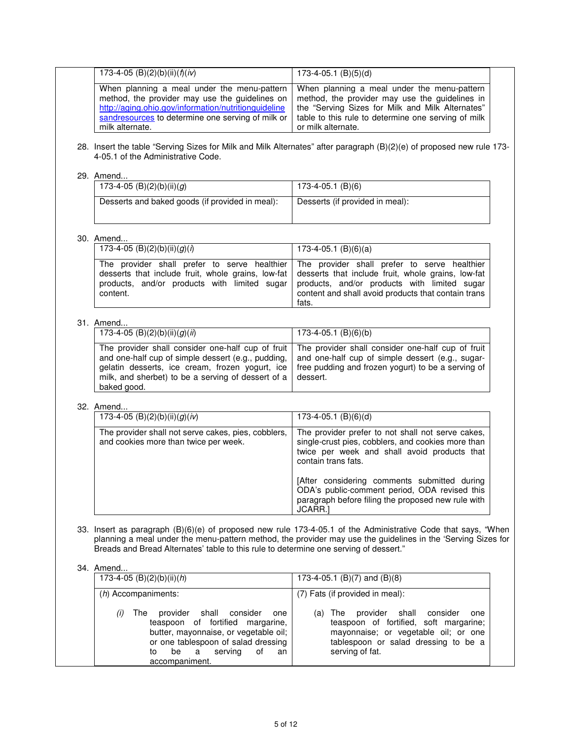| 173-4-05 (B)(2)(b)(ii)(*f*)(*iv*) | 173-4-05.1 (B)(5)(d) |
| --- | --- |
| When planning a meal under the menu-pattern method, the provider may use the guidelines on http://aging.ohio.gov/information/nutritionguidelinesandresources to determine one serving of milk or milk alternate. | When planning a meal under the menu-pattern method, the provider may use the guidelines in the "Serving Sizes for Milk and Milk Alternates" table to this rule to determine one serving of milk or milk alternate. |

28. Insert the table "Serving Sizes for Milk and Milk Alternates" after paragraph (B)(2)(e) of proposed new rule 173-4-05.1 of the Administrative Code.

29. Amend...

| 173-4-05 (B)(2)(b)(ii)(*g*) | 173-4-05.1 (B)(6) |
| --- | --- |
| Desserts and baked goods (if provided in meal): | Desserts (if provided in meal): |

30. Amend...

| 173-4-05 (B)(2)(b)(ii)(*g*)(*i*) | 173-4-05.1 (B)(6)(a) |
| --- | --- |
| The provider shall prefer to serve healthier desserts that include fruit, whole grains, low-fat products, and/or products with limited sugar content. | The provider shall prefer to serve healthier desserts that include fruit, whole grains, low-fat products, and/or products with limited sugar content and shall avoid products that contain trans fats. |

31. Amend...

| 173-4-05 (B)(2)(b)(ii)(*g*)(*ii*) | 173-4-05.1 (B)(6)(b) |
| --- | --- |
| The provider shall consider one-half cup of fruit and one-half cup of simple dessert (e.g., pudding, gelatin desserts, ice cream, frozen yogurt, ice milk, and sherbet) to be a serving of dessert of a baked good. | The provider shall consider one-half cup of fruit and one-half cup of simple dessert (e.g., sugar-free pudding and frozen yogurt) to be a serving of dessert. |

32. Amend...

| 173-4-05 (B)(2)(b)(ii)(*g*)(*iv*) | 173-4-05.1 (B)(6)(d) |
| --- | --- |
| The provider shall not serve cakes, pies, cobblers, and cookies more than twice per week. | The provider prefer to not shall not serve cakes, single-crust pies, cobblers, and cookies more than twice per week and shall avoid products that contain trans fats.<br><br>[After considering comments submitted during ODA's public-comment period, ODA revised this paragraph before filing the proposed new rule with JCARR.] |

33. Insert as paragraph (B)(6)(e) of proposed new rule 173-4-05.1 of the Administrative Code that says, "When planning a meal under the menu-pattern method, the provider may use the guidelines in the 'Serving Sizes for Breads and Bread Alternates' table to this rule to determine one serving of dessert."

34. Amend...

| 173-4-05 (B)(2)(b)(ii)(*h*) | 173-4-05.1 (B)(7) and (B)(8) |
| --- | --- |
| (*h*) Accompaniments:<br><br>(*i*) The provider shall consider one teaspoon of fortified margarine, butter, mayonnaise, or vegetable oil; or one tablespoon of salad dressing to be a serving of an accompaniment. | (7) Fats (if provided in meal):<br><br>(a) The provider shall consider one teaspoon of fortified, soft margarine; mayonnaise; or vegetable oil; or one tablespoon or salad dressing to be a serving of fat. |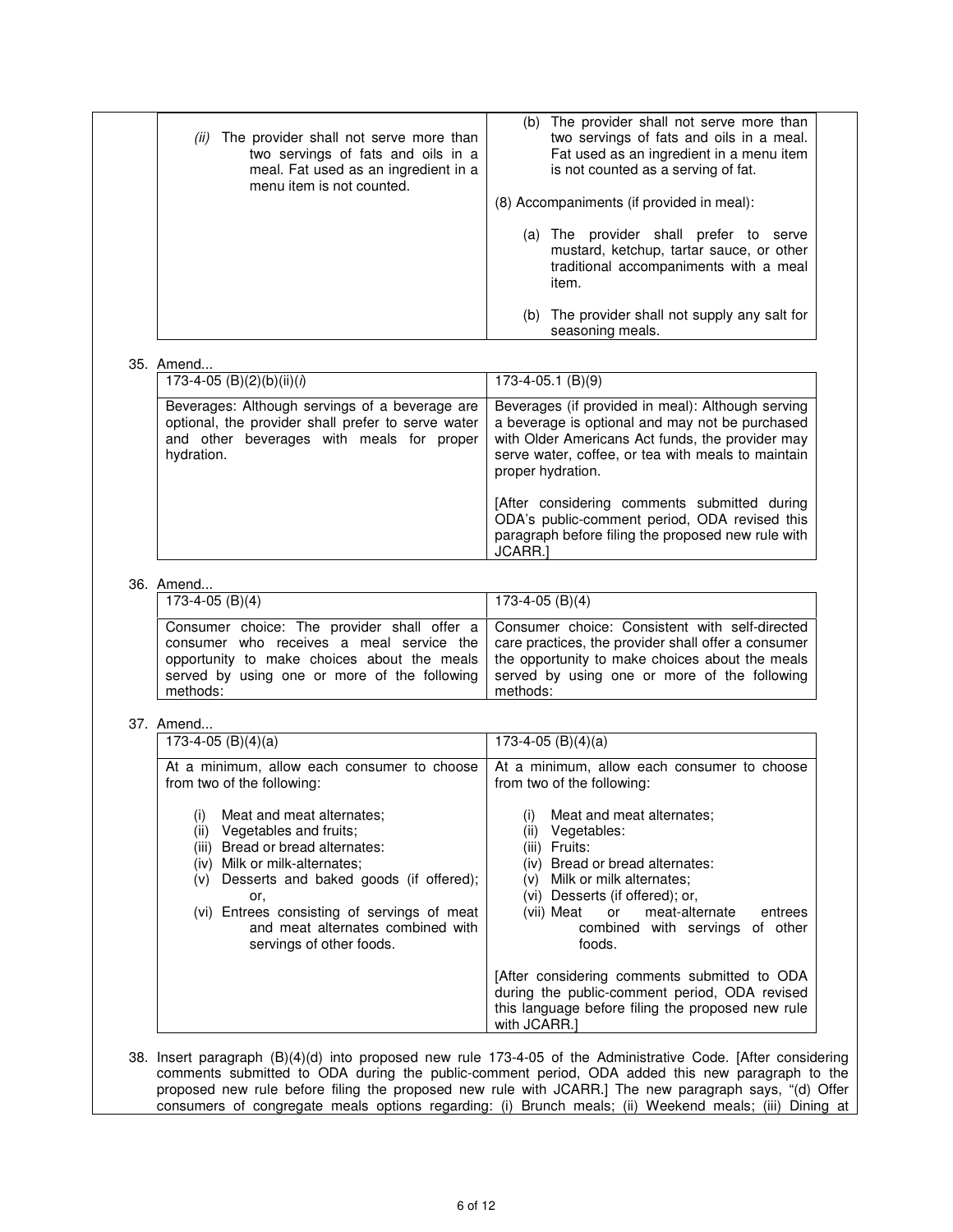| | |
|---|---|
| *(ii)* The provider shall not serve more than two servings of fats and oils in a meal. Fat used as an ingredient in a menu item is not counted. | (b) The provider shall not serve more than two servings of fats and oils in a meal. Fat used as an ingredient in a menu item is not counted as a serving of fat.<br><br>(8) Accompaniments (if provided in meal):<br><br>(a) The provider shall prefer to serve mustard, ketchup, tartar sauce, or other traditional accompaniments with a meal item.<br><br>(b) The provider shall not supply any salt for seasoning meals. |

35. Amend...

| 173-4-05 (B)(2)(b)(ii)(*i*) | 173-4-05.1 (B)(9) |
|---|---|
| Beverages: Although servings of a beverage are optional, the provider shall prefer to serve water and other beverages with meals for proper hydration. | Beverages (if provided in meal): Although serving a beverage is optional and may not be purchased with Older Americans Act funds, the provider may serve water, coffee, or tea with meals to maintain proper hydration.<br><br>[After considering comments submitted during ODA's public-comment period, ODA revised this paragraph before filing the proposed new rule with JCARR.] |

36. Amend...

| 173-4-05 (B)(4) | 173-4-05 (B)(4) |
|---|---|
| Consumer choice: The provider shall offer a consumer who receives a meal service the opportunity to make choices about the meals served by using one or more of the following methods: | Consumer choice: Consistent with self-directed care practices, the provider shall offer a consumer the opportunity to make choices about the meals served by using one or more of the following methods: |

37. Amend...

| 173-4-05 (B)(4)(a) | 173-4-05 (B)(4)(a) |
|---|---|
| At a minimum, allow each consumer to choose from two of the following:<br><br>(i) Meat and meat alternates;<br>(ii) Vegetables and fruits;<br>(iii) Bread or bread alternates:<br>(iv) Milk or milk-alternates;<br>(v) Desserts and baked goods (if offered); or,<br>(vi) Entrees consisting of servings of meat and meat alternates combined with servings of other foods. | At a minimum, allow each consumer to choose from two of the following:<br><br>(i) Meat and meat alternates;<br>(ii) Vegetables:<br>(iii) Fruits:<br>(iv) Bread or bread alternates:<br>(v) Milk or milk alternates;<br>(vi) Desserts (if offered); or,<br>(vii) Meat or meat-alternate entrees combined with servings of other foods.<br><br>[After considering comments submitted to ODA during the public-comment period, ODA revised this language before filing the proposed new rule with JCARR.] |

38. Insert paragraph (B)(4)(d) into proposed new rule 173-4-05 of the Administrative Code. [After considering comments submitted to ODA during the public-comment period, ODA added this new paragraph to the proposed new rule before filing the proposed new rule with JCARR.] The new paragraph says, "(d) Offer consumers of congregate meals options regarding: (i) Brunch meals; (ii) Weekend meals; (iii) Dining at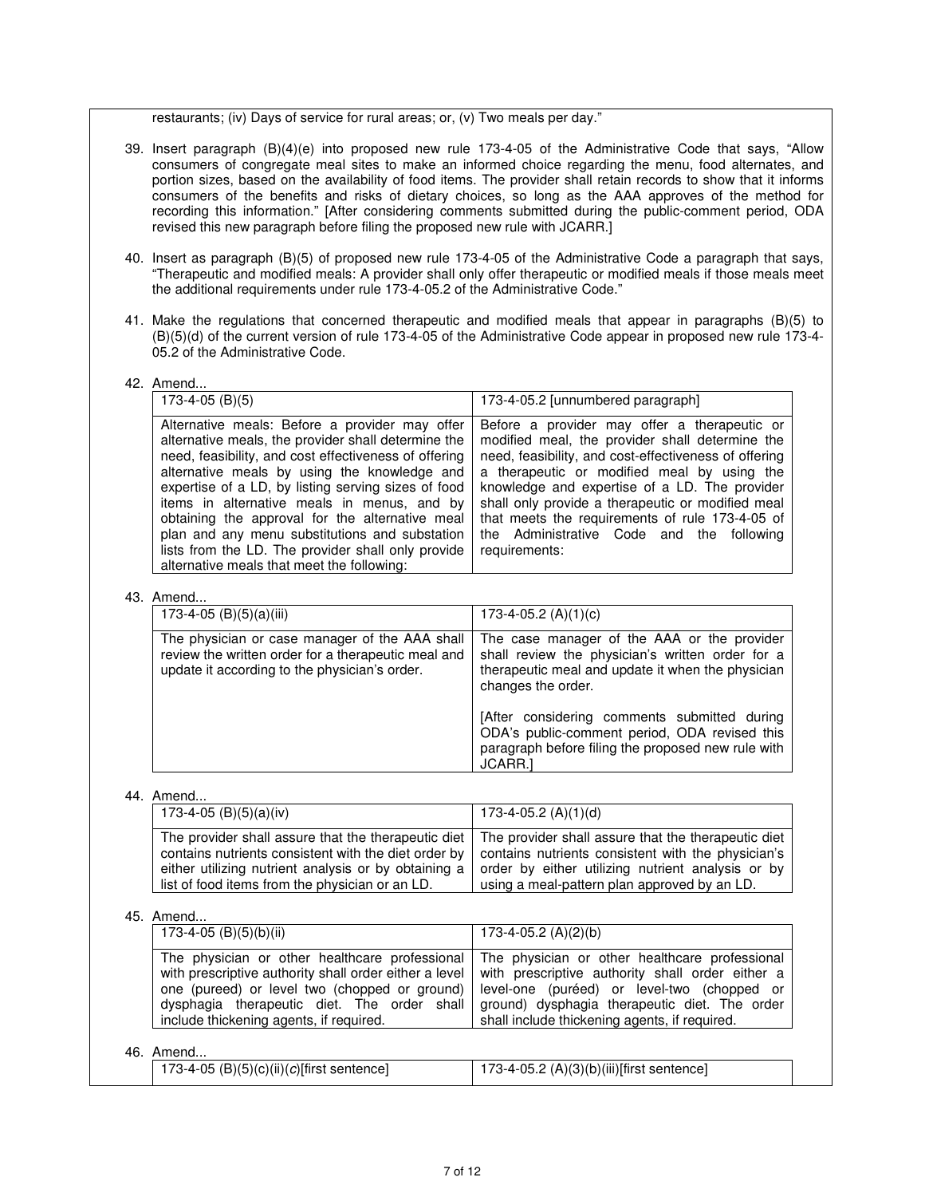restaurants; (iv) Days of service for rural areas; or, (v) Two meals per day."

39. Insert paragraph (B)(4)(e) into proposed new rule 173-4-05 of the Administrative Code that says, "Allow consumers of congregate meal sites to make an informed choice regarding the menu, food alternates, and portion sizes, based on the availability of food items. The provider shall retain records to show that it informs consumers of the benefits and risks of dietary choices, so long as the AAA approves of the method for recording this information." [After considering comments submitted during the public-comment period, ODA revised this new paragraph before filing the proposed new rule with JCARR.]

40. Insert as paragraph (B)(5) of proposed new rule 173-4-05 of the Administrative Code a paragraph that says, "Therapeutic and modified meals: A provider shall only offer therapeutic or modified meals if those meals meet the additional requirements under rule 173-4-05.2 of the Administrative Code."

41. Make the regulations that concerned therapeutic and modified meals that appear in paragraphs (B)(5) to (B)(5)(d) of the current version of rule 173-4-05 of the Administrative Code appear in proposed new rule 173-4-05.2 of the Administrative Code.

42. Amend...

| 173-4-05 (B)(5) | 173-4-05.2 [unnumbered paragraph] |
|---|---|
| Alternative meals: Before a provider may offer alternative meals, the provider shall determine the need, feasibility, and cost effectiveness of offering alternative meals by using the knowledge and expertise of a LD, by listing serving sizes of food items in alternative meals in menus, and by obtaining the approval for the alternative meal plan and any menu substitutions and substation lists from the LD. The provider shall only provide alternative meals that meet the following: | Before a provider may offer a therapeutic or modified meal, the provider shall determine the need, feasibility, and cost-effectiveness of offering a therapeutic or modified meal by using the knowledge and expertise of a LD. The provider shall only provide a therapeutic or modified meal that meets the requirements of rule 173-4-05 of the Administrative Code and the following requirements: |

43. Amend...

| 173-4-05 (B)(5)(a)(iii) | 173-4-05.2 (A)(1)(c) |
|---|---|
| The physician or case manager of the AAA shall review the written order for a therapeutic meal and update it according to the physician's order. | The case manager of the AAA or the provider shall review the physician's written order for a therapeutic meal and update it when the physician changes the order.<br><br>[After considering comments submitted during ODA's public-comment period, ODA revised this paragraph before filing the proposed new rule with JCARR.] |

44. Amend...

| 173-4-05 (B)(5)(a)(iv) | 173-4-05.2 (A)(1)(d) |
|---|---|
| The provider shall assure that the therapeutic diet contains nutrients consistent with the diet order by either utilizing nutrient analysis or by obtaining a list of food items from the physician or an LD. | The provider shall assure that the therapeutic diet contains nutrients consistent with the physician's order by either utilizing nutrient analysis or by using a meal-pattern plan approved by an LD. |

45. Amend...

| 173-4-05 (B)(5)(b)(ii) | 173-4-05.2 (A)(2)(b) |
|---|---|
| The physician or other healthcare professional with prescriptive authority shall order either a level one (pureed) or level two (chopped or ground) dysphagia therapeutic diet. The order shall include thickening agents, if required. | The physician or other healthcare professional with prescriptive authority shall order either a level-one (puréed) or level-two (chopped or ground) dysphagia therapeutic diet. The order shall include thickening agents, if required. |

46. Amend...

| 173-4-05 (B)(5)(c)(ii)(*c*)[first sentence] | 173-4-05.2 (A)(3)(b)(iii)[first sentence] |
|---|---|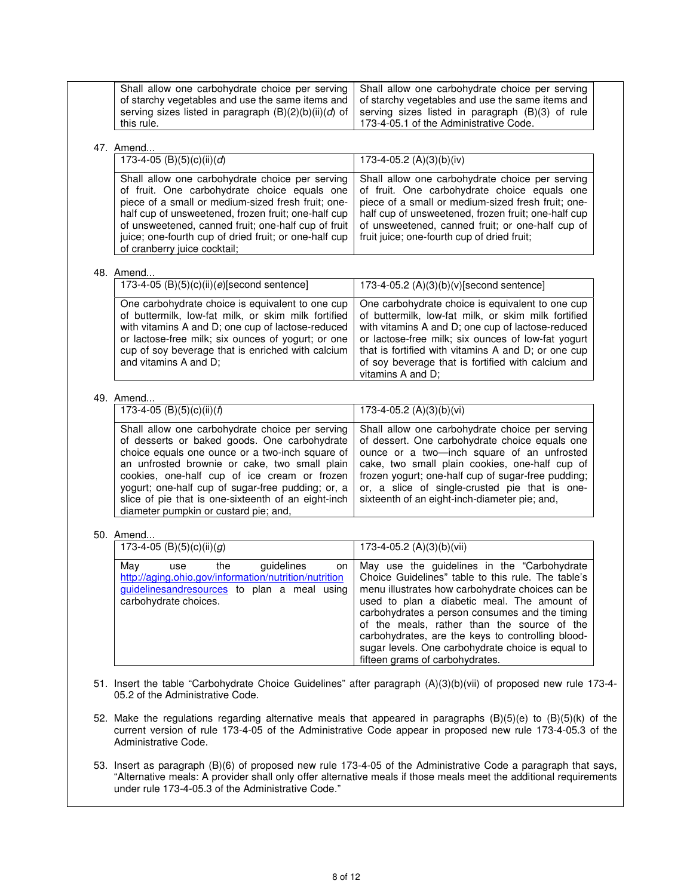| Shall allow one carbohydrate choice per serving of starchy vegetables and use the same items and serving sizes listed in paragraph (B)(2)(b)(ii)(*d*) of this rule. | Shall allow one carbohydrate choice per serving of starchy vegetables and use the same items and serving sizes listed in paragraph (B)(3) of rule 173-4-05.1 of the Administrative Code. |
|---|---|

47. Amend...

| 173-4-05 (B)(5)(c)(ii)(*d*) | 173-4-05.2 (A)(3)(b)(iv) |
|---|---|
| Shall allow one carbohydrate choice per serving of fruit. One carbohydrate choice equals one piece of a small or medium-sized fresh fruit; one-half cup of unsweetened, frozen fruit; one-half cup of unsweetened, canned fruit; one-half cup of fruit juice; one-fourth cup of dried fruit; or one-half cup of cranberry juice cocktail; | Shall allow one carbohydrate choice per serving of fruit. One carbohydrate choice equals one piece of a small or medium-sized fresh fruit; one-half cup of unsweetened, frozen fruit; one-half cup of unsweetened, canned fruit; or one-half cup of fruit juice; one-fourth cup of dried fruit; |

48. Amend...

| 173-4-05 (B)(5)(c)(ii)(*e*)[second sentence] | 173-4-05.2 (A)(3)(b)(v)[second sentence] |
|---|---|
| One carbohydrate choice is equivalent to one cup of buttermilk, low-fat milk, or skim milk fortified with vitamins A and D; one cup of lactose-reduced or lactose-free milk; six ounces of yogurt; or one cup of soy beverage that is enriched with calcium and vitamins A and D; | One carbohydrate choice is equivalent to one cup of buttermilk, low-fat milk, or skim milk fortified with vitamins A and D; one cup of lactose-reduced or lactose-free milk; six ounces of low-fat yogurt that is fortified with vitamins A and D; or one cup of soy beverage that is fortified with calcium and vitamins A and D; |

49. Amend...

| 173-4-05 (B)(5)(c)(ii)(*f*) | 173-4-05.2 (A)(3)(b)(vi) |
|---|---|
| Shall allow one carbohydrate choice per serving of desserts or baked goods. One carbohydrate choice equals one ounce or a two-inch square of an unfrosted brownie or cake, two small plain cookies, one-half cup of ice cream or frozen yogurt; one-half cup of sugar-free pudding; or, a slice of pie that is one-sixteenth of an eight-inch diameter pumpkin or custard pie; and, | Shall allow one carbohydrate choice per serving of dessert. One carbohydrate choice equals one ounce or a two—inch square of an unfrosted cake, two small plain cookies, one-half cup of frozen yogurt; one-half cup of sugar-free pudding; or, a slice of single-crusted pie that is one-sixteenth of an eight-inch-diameter pie; and, |

50. Amend...

| 173-4-05 (B)(5)(c)(ii)(*g*) | 173-4-05.2 (A)(3)(b)(vii) |
|---|---|
| May use the guidelines on http://aging.ohio.gov/information/nutrition/nutritionguidelinesandresources to plan a meal using carbohydrate choices. | May use the guidelines in the "Carbohydrate Choice Guidelines" table to this rule. The table's menu illustrates how carbohydrate choices can be used to plan a diabetic meal. The amount of carbohydrates a person consumes and the timing of the meals, rather than the source of the carbohydrates, are the keys to controlling blood-sugar levels. One carbohydrate choice is equal to fifteen grams of carbohydrates. |

51. Insert the table "Carbohydrate Choice Guidelines" after paragraph (A)(3)(b)(vii) of proposed new rule 173-4-05.2 of the Administrative Code.

52. Make the regulations regarding alternative meals that appeared in paragraphs (B)(5)(e) to (B)(5)(k) of the current version of rule 173-4-05 of the Administrative Code appear in proposed new rule 173-4-05.3 of the Administrative Code.

53. Insert as paragraph (B)(6) of proposed new rule 173-4-05 of the Administrative Code a paragraph that says, "Alternative meals: A provider shall only offer alternative meals if those meals meet the additional requirements under rule 173-4-05.3 of the Administrative Code."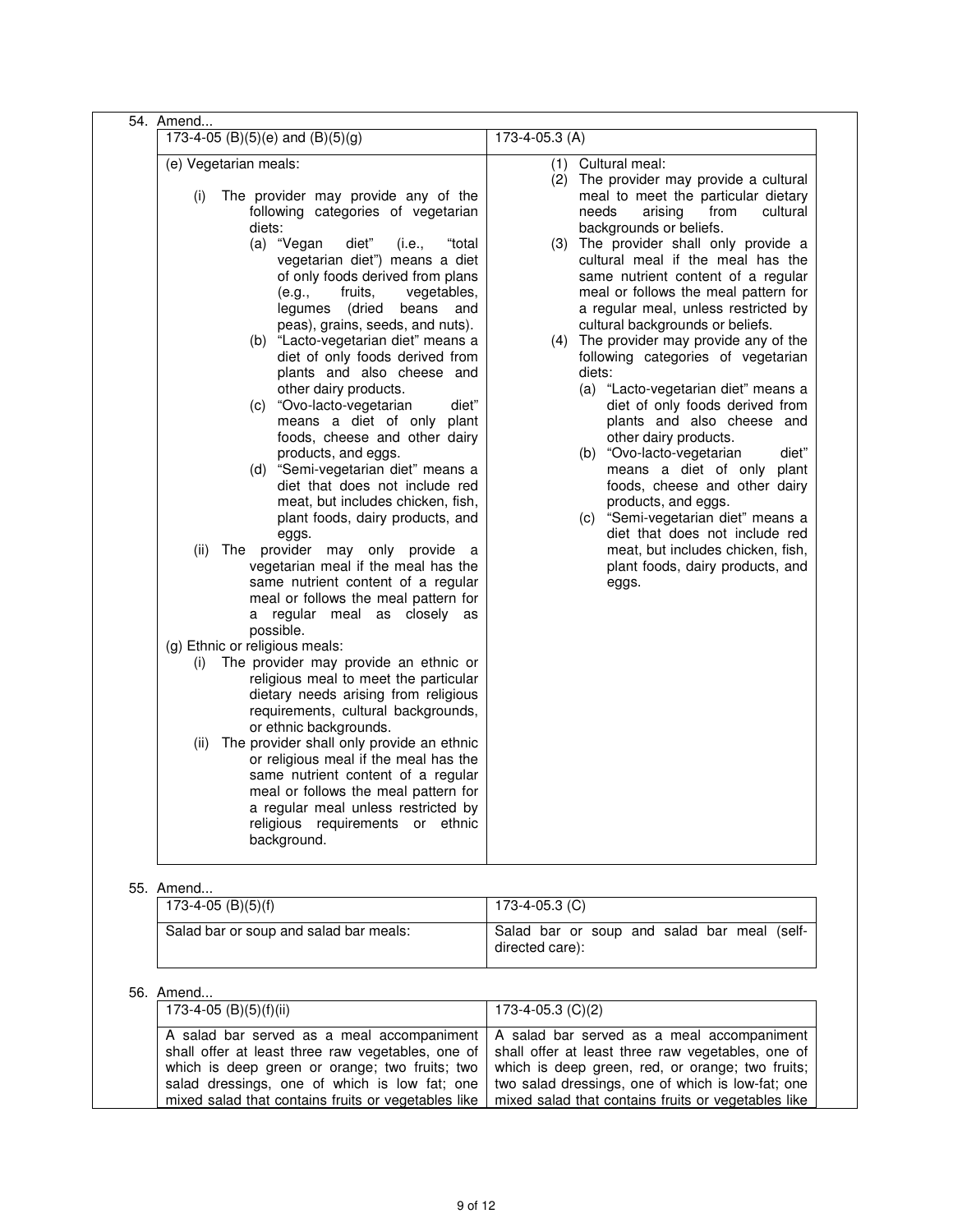54. Amend...

| 173-4-05 (B)(5)(e) and (B)(5)(g) | 173-4-05.3 (A) |
|---|---|
| (e) Vegetarian meals:<br><br>(i) The provider may provide any of the following categories of vegetarian diets:<br>(a) "Vegan diet" (i.e., "total vegetarian diet") means a diet of only foods derived from plans (e.g., fruits, vegetables, legumes (dried beans and peas), grains, seeds, and nuts).<br>(b) "Lacto-vegetarian diet" means a diet of only foods derived from plants and also cheese and other dairy products.<br>(c) "Ovo-lacto-vegetarian diet" means a diet of only plant foods, cheese and other dairy products, and eggs.<br>(d) "Semi-vegetarian diet" means a diet that does not include red meat, but includes chicken, fish, plant foods, dairy products, and eggs.<br>(ii) The provider may only provide a vegetarian meal if the meal has the same nutrient content of a regular meal or follows the meal pattern for a regular meal as closely as possible.<br>(g) Ethnic or religious meals:<br>(i) The provider may provide an ethnic or religious meal to meet the particular dietary needs arising from religious requirements, cultural backgrounds, or ethnic backgrounds.<br>(ii) The provider shall only provide an ethnic or religious meal if the meal has the same nutrient content of a regular meal or follows the meal pattern for a regular meal unless restricted by religious requirements or ethnic background. | (1) Cultural meal:<br>(2) The provider may provide a cultural meal to meet the particular dietary needs arising from cultural backgrounds or beliefs.<br>(3) The provider shall only provide a cultural meal if the meal has the same nutrient content of a regular meal or follows the meal pattern for a regular meal, unless restricted by cultural backgrounds or beliefs.<br>(4) The provider may provide any of the following categories of vegetarian diets:<br>(a) "Lacto-vegetarian diet" means a diet of only foods derived from plants and also cheese and other dairy products.<br>(b) "Ovo-lacto-vegetarian diet" means a diet of only plant foods, cheese and other dairy products, and eggs.<br>(c) "Semi-vegetarian diet" means a diet that does not include red meat, but includes chicken, fish, plant foods, dairy products, and eggs. |

55. Amend...

| 173-4-05 (B)(5)(f) | 173-4-05.3 (C) |
|---|---|
| Salad bar or soup and salad bar meals: | Salad bar or soup and salad bar meal (self-directed care): |

56. Amend...

| 173-4-05 (B)(5)(f)(ii) | 173-4-05.3 (C)(2) |
|---|---|
| A salad bar served as a meal accompaniment shall offer at least three raw vegetables, one of which is deep green or orange; two fruits; two salad dressings, one of which is low fat; one mixed salad that contains fruits or vegetables like | A salad bar served as a meal accompaniment shall offer at least three raw vegetables, one of which is deep green, red, or orange; two fruits; two salad dressings, one of which is low-fat; one mixed salad that contains fruits or vegetables like |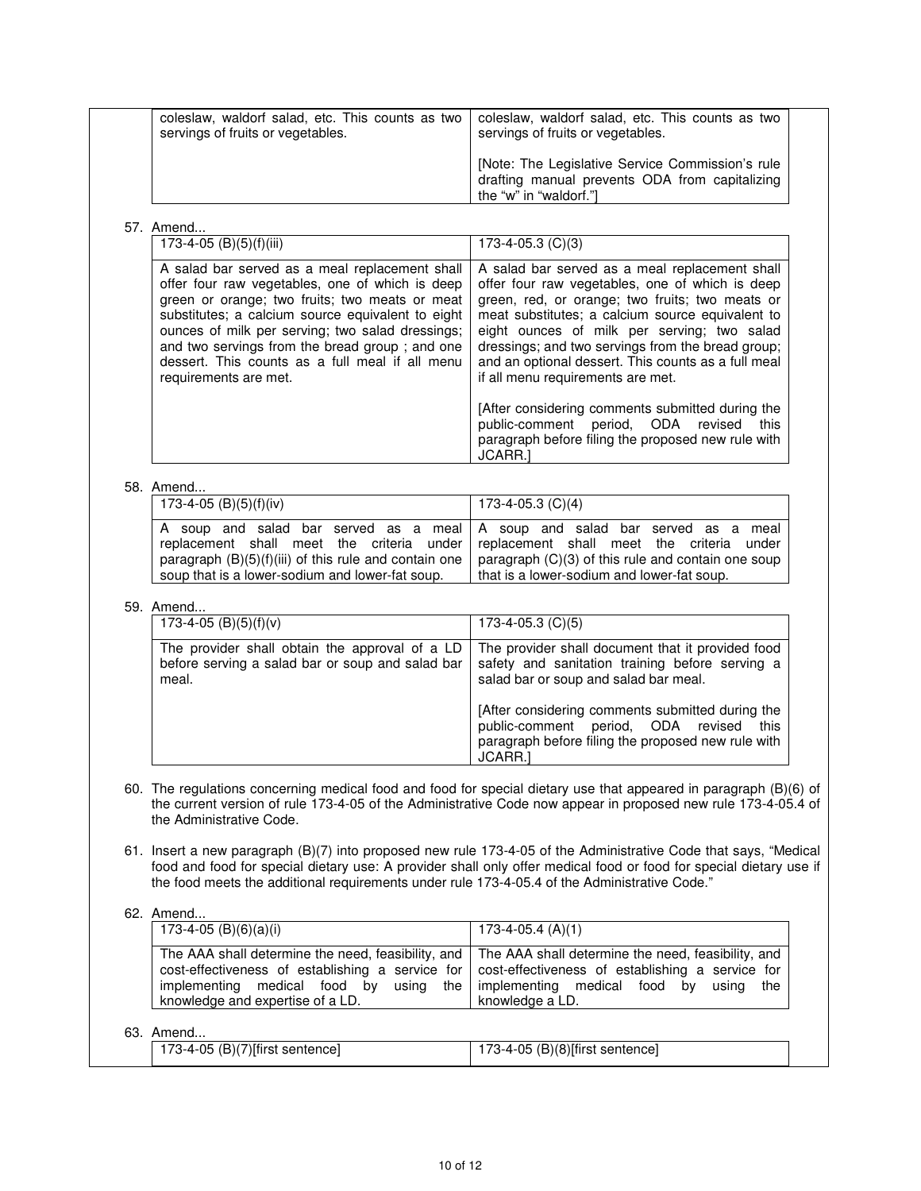| | |
|---|---|
| coleslaw, waldorf salad, etc. This counts as two servings of fruits or vegetables. | coleslaw, waldorf salad, etc. This counts as two servings of fruits or vegetables.<br><br>[Note: The Legislative Service Commission's rule drafting manual prevents ODA from capitalizing the "w" in "waldorf."] |

57. Amend...

| 173-4-05 (B)(5)(f)(iii) | 173-4-05.3 (C)(3) |
|---|---|
| A salad bar served as a meal replacement shall offer four raw vegetables, one of which is deep green or orange; two fruits; two meats or meat substitutes; a calcium source equivalent to eight ounces of milk per serving; two salad dressings; and two servings from the bread group ; and one dessert. This counts as a full meal if all menu requirements are met. | A salad bar served as a meal replacement shall offer four raw vegetables, one of which is deep green, red, or orange; two fruits; two meats or meat substitutes; a calcium source equivalent to eight ounces of milk per serving; two salad dressings; and two servings from the bread group; and an optional dessert. This counts as a full meal if all menu requirements are met.<br><br>[After considering comments submitted during the public-comment period, ODA revised this paragraph before filing the proposed new rule with JCARR.] |

58. Amend...

| 173-4-05 (B)(5)(f)(iv) | 173-4-05.3 (C)(4) |
|---|---|
| A soup and salad bar served as a meal replacement shall meet the criteria under paragraph (B)(5)(f)(iii) of this rule and contain one soup that is a lower-sodium and lower-fat soup. | A soup and salad bar served as a meal replacement shall meet the criteria under paragraph (C)(3) of this rule and contain one soup that is a lower-sodium and lower-fat soup. |

59. Amend...

| 173-4-05 (B)(5)(f)(v) | 173-4-05.3 (C)(5) |
|---|---|
| The provider shall obtain the approval of a LD before serving a salad bar or soup and salad bar meal. | The provider shall document that it provided food safety and sanitation training before serving a salad bar or soup and salad bar meal.<br><br>[After considering comments submitted during the public-comment period, ODA revised this paragraph before filing the proposed new rule with JCARR.] |

60. The regulations concerning medical food and food for special dietary use that appeared in paragraph (B)(6) of the current version of rule 173-4-05 of the Administrative Code now appear in proposed new rule 173-4-05.4 of the Administrative Code.

61. Insert a new paragraph (B)(7) into proposed new rule 173-4-05 of the Administrative Code that says, "Medical food and food for special dietary use: A provider shall only offer medical food or food for special dietary use if the food meets the additional requirements under rule 173-4-05.4 of the Administrative Code."

62. Amend...

| 173-4-05 (B)(6)(a)(i) | 173-4-05.4 (A)(1) |
|---|---|
| The AAA shall determine the need, feasibility, and cost-effectiveness of establishing a service for implementing medical food by using the knowledge and expertise of a LD. | The AAA shall determine the need, feasibility, and cost-effectiveness of establishing a service for implementing medical food by using the knowledge a LD. |

63. Amend...

| 173-4-05 (B)(7)[first sentence] | 173-4-05 (B)(8)[first sentence] |
|---|---|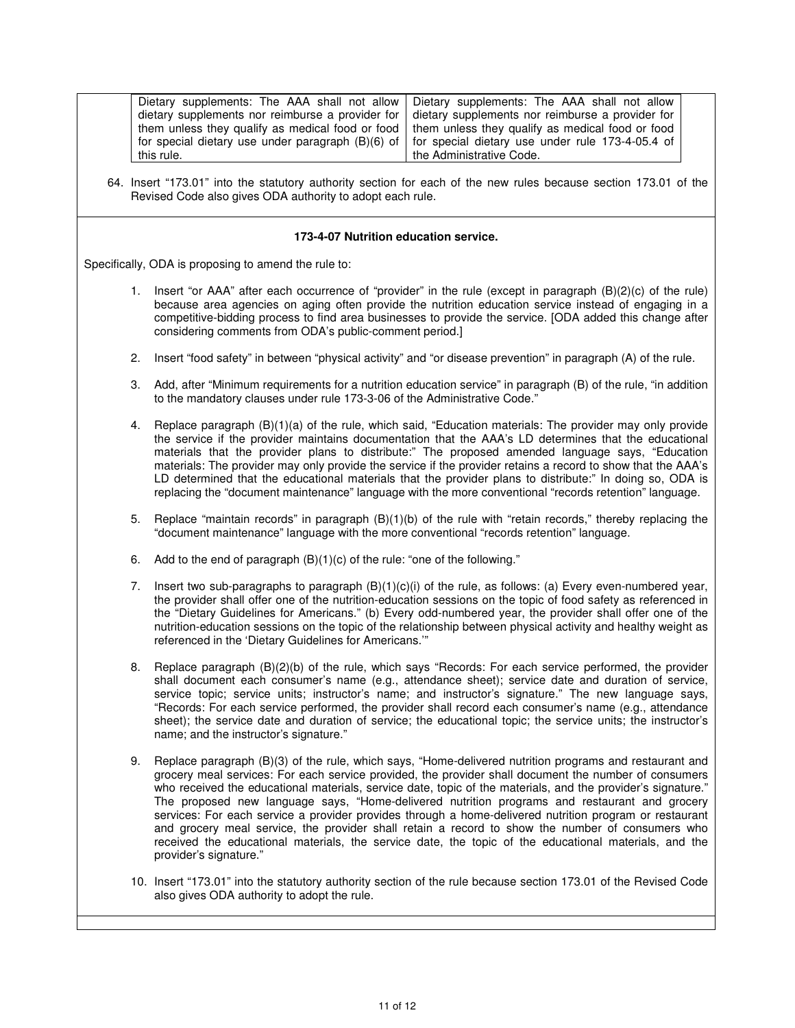| | |
|---|---|
| Dietary supplements: The AAA shall not allow dietary supplements nor reimburse a provider for them unless they qualify as medical food or food for special dietary use under paragraph (B)(6) of this rule. | Dietary supplements: The AAA shall not allow dietary supplements nor reimburse a provider for them unless they qualify as medical food or food for special dietary use under rule 173-4-05.4 of the Administrative Code. |

64. Insert "173.01" into the statutory authority section for each of the new rules because section 173.01 of the Revised Code also gives ODA authority to adopt each rule.

**173-4-07 Nutrition education service.**

Specifically, ODA is proposing to amend the rule to:

1. Insert "or AAA" after each occurrence of "provider" in the rule (except in paragraph (B)(2)(c) of the rule) because area agencies on aging often provide the nutrition education service instead of engaging in a competitive-bidding process to find area businesses to provide the service. [ODA added this change after considering comments from ODA's public-comment period.]

2. Insert "food safety" in between "physical activity" and "or disease prevention" in paragraph (A) of the rule.

3. Add, after "Minimum requirements for a nutrition education service" in paragraph (B) of the rule, "in addition to the mandatory clauses under rule 173-3-06 of the Administrative Code."

4. Replace paragraph (B)(1)(a) of the rule, which said, "Education materials: The provider may only provide the service if the provider maintains documentation that the AAA's LD determines that the educational materials that the provider plans to distribute:" The proposed amended language says, "Education materials: The provider may only provide the service if the provider retains a record to show that the AAA's LD determined that the educational materials that the provider plans to distribute:" In doing so, ODA is replacing the "document maintenance" language with the more conventional "records retention" language.

5. Replace "maintain records" in paragraph (B)(1)(b) of the rule with "retain records," thereby replacing the "document maintenance" language with the more conventional "records retention" language.

6. Add to the end of paragraph (B)(1)(c) of the rule: "one of the following."

7. Insert two sub-paragraphs to paragraph (B)(1)(c)(i) of the rule, as follows: (a) Every even-numbered year, the provider shall offer one of the nutrition-education sessions on the topic of food safety as referenced in the "Dietary Guidelines for Americans." (b) Every odd-numbered year, the provider shall offer one of the nutrition-education sessions on the topic of the relationship between physical activity and healthy weight as referenced in the 'Dietary Guidelines for Americans.'"

8. Replace paragraph (B)(2)(b) of the rule, which says "Records: For each service performed, the provider shall document each consumer's name (e.g., attendance sheet); service date and duration of service, service topic; service units; instructor's name; and instructor's signature." The new language says, "Records: For each service performed, the provider shall record each consumer's name (e.g., attendance sheet); the service date and duration of service; the educational topic; the service units; the instructor's name; and the instructor's signature."

9. Replace paragraph (B)(3) of the rule, which says, "Home-delivered nutrition programs and restaurant and grocery meal services: For each service provided, the provider shall document the number of consumers who received the educational materials, service date, topic of the materials, and the provider's signature." The proposed new language says, "Home-delivered nutrition programs and restaurant and grocery services: For each service a provider provides through a home-delivered nutrition program or restaurant and grocery meal service, the provider shall retain a record to show the number of consumers who received the educational materials, the service date, the topic of the educational materials, and the provider's signature."

10. Insert "173.01" into the statutory authority section of the rule because section 173.01 of the Revised Code also gives ODA authority to adopt the rule.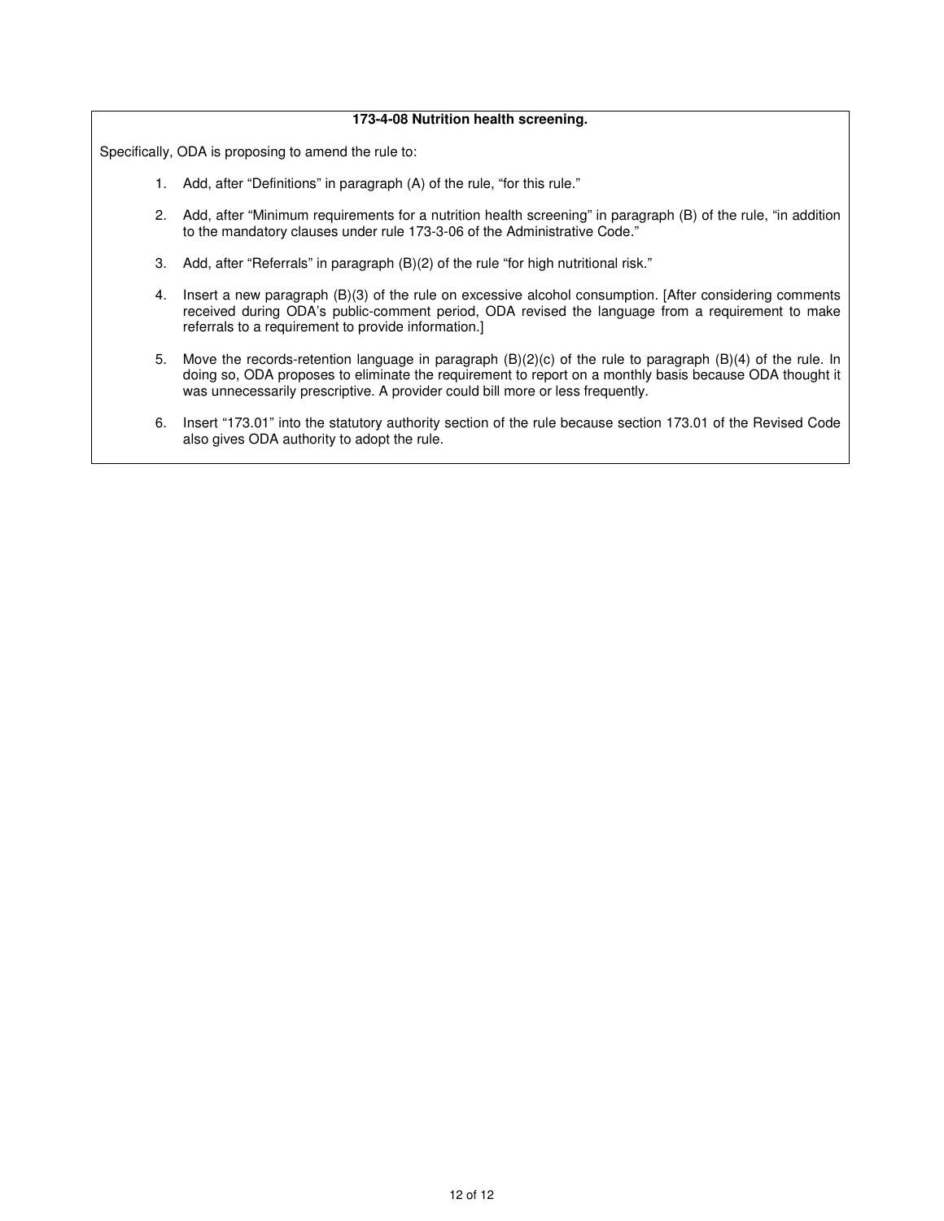**173-4-08 Nutrition health screening.**

Specifically, ODA is proposing to amend the rule to:

1. Add, after "Definitions" in paragraph (A) of the rule, "for this rule."

2. Add, after "Minimum requirements for a nutrition health screening" in paragraph (B) of the rule, "in addition to the mandatory clauses under rule 173-3-06 of the Administrative Code."

3. Add, after "Referrals" in paragraph (B)(2) of the rule "for high nutritional risk."

4. Insert a new paragraph (B)(3) of the rule on excessive alcohol consumption. [After considering comments received during ODA's public-comment period, ODA revised the language from a requirement to make referrals to a requirement to provide information.]

5. Move the records-retention language in paragraph (B)(2)(c) of the rule to paragraph (B)(4) of the rule. In doing so, ODA proposes to eliminate the requirement to report on a monthly basis because ODA thought it was unnecessarily prescriptive. A provider could bill more or less frequently.

6. Insert "173.01" into the statutory authority section of the rule because section 173.01 of the Revised Code also gives ODA authority to adopt the rule.